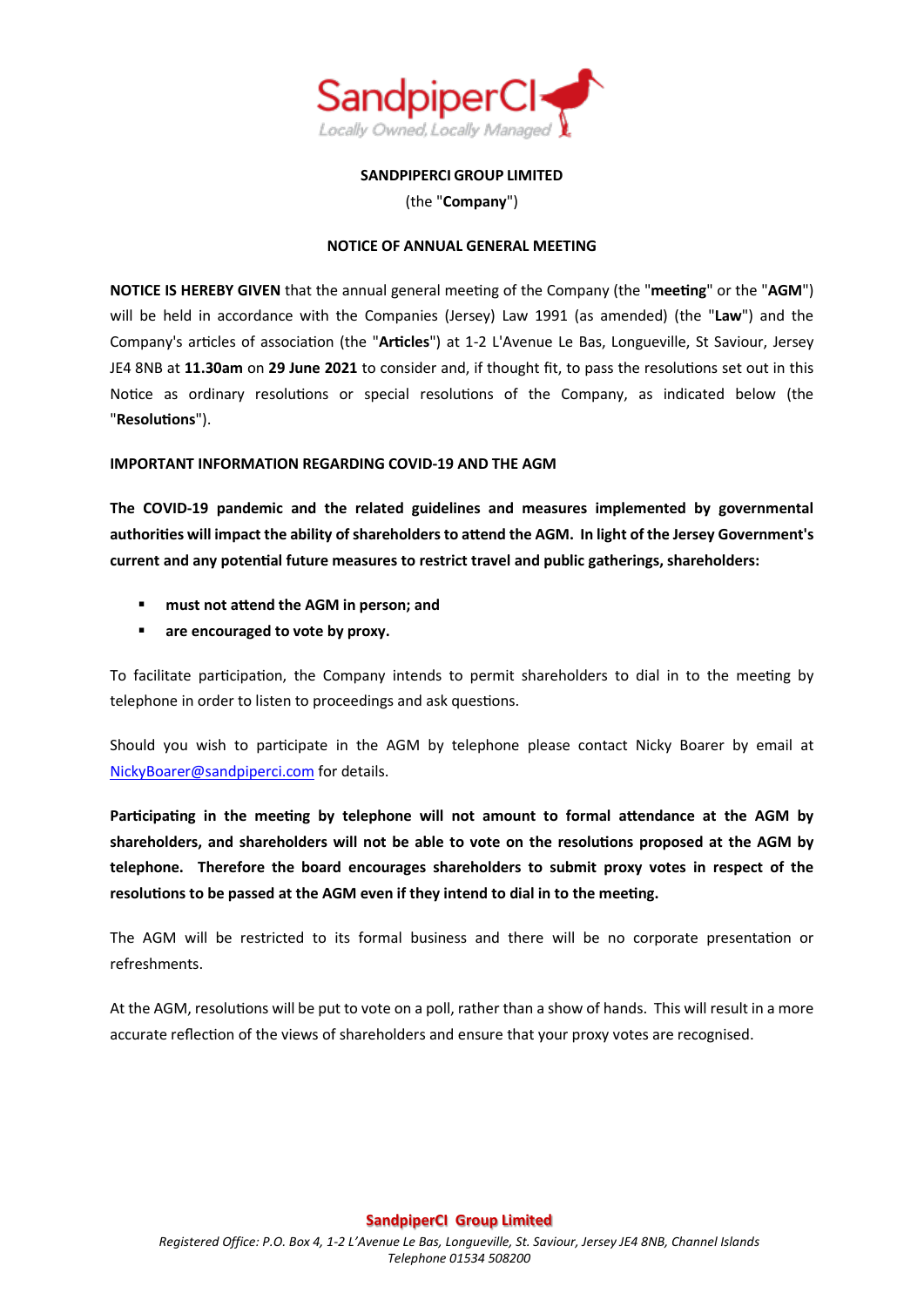**SANDPIPERCI GROUP LIMITED**

(the "**Company**")

**NOTICE OF ANNUAL GENERAL MEETING**

**NOTICE IS HEREBY GIVEN** that the annual general meeting of the Company (the "**meeting**" or the "**AGM**") will be held in accordance with the Companies (Jersey) Law 1991 (as amended) (the "**Law**") and the Company's articles of association (the "**Articles**") at 1-2 L'Avenue Le Bas, Longueville, St Saviour, Jersey JE4 8NB at **11.30am** on **29 June 2021** to consider and, if thought fit, to pass the resolutions set out in this Notice as ordinary resolutions or special resolutions of the Company, as indicated below (the "**Resolutions**").

**IMPORTANT INFORMATION REGARDING COVID-19 AND THE AGM**

**The COVID-19 pandemic and the related guidelines and measures implemented by governmental authorities will impact the ability of shareholders to attend the AGM. In light of the Jersey Government's current and any potential future measures to restrict travel and public gatherings, shareholders:**

- **must not attend the AGM in person; and**
- **are encouraged to vote by proxy.**

To facilitate participation, the Company intends to permit shareholders to dial in to the meeting by telephone in order to listen to proceedings and ask questions.

Should you wish to participate in the AGM by telephone please contact Nicky Boarer by email at NickyBoarer@sandpiperci.com for details.

**Participating in the meeting by telephone will not amount to formal attendance at the AGM by shareholders, and shareholders will not be able to vote on the resolutions proposed at the AGM by telephone. Therefore the board encourages shareholders to submit proxy votes in respect of the resolutions to be passed at the AGM even if they intend to dial in to the meeting.**

The AGM will be restricted to its formal business and there will be no corporate presentation or refreshments.

At the AGM, resolutions will be put to vote on a poll, rather than a show of hands. This will result in a more accurate reflection of the views of shareholders and ensure that your proxy votes are recognised.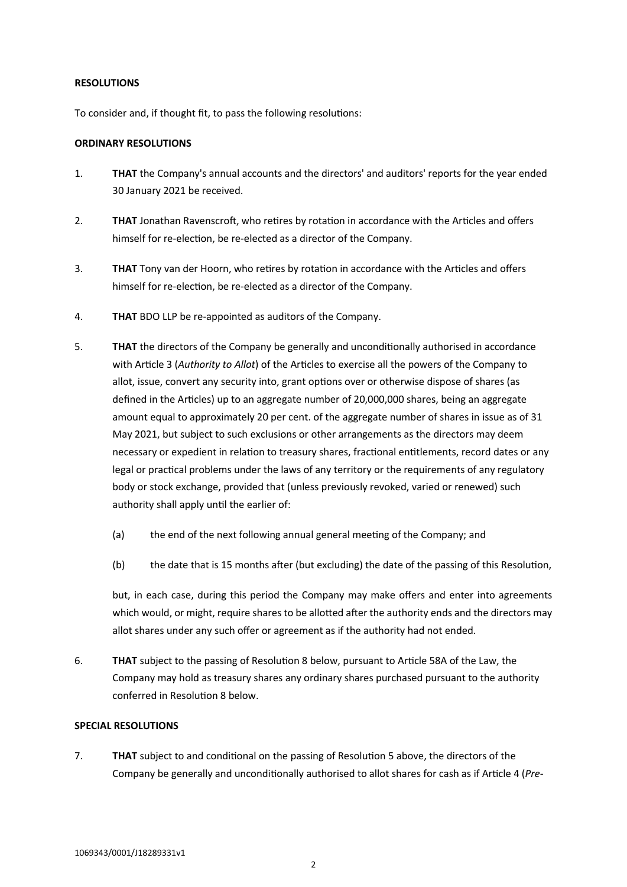**RESOLUTIONS**

To consider and, if thought fit, to pass the following resolutions:

**ORDINARY RESOLUTIONS**

1. **THAT** the Company's annual accounts and the directors' and auditors' reports for the year ended 30 January 2021 be received.

2. **THAT** Jonathan Ravenscroft, who retires by rotation in accordance with the Articles and offers himself for re-election, be re-elected as a director of the Company.

3. **THAT** Tony van der Hoorn, who retires by rotation in accordance with the Articles and offers himself for re-election, be re-elected as a director of the Company.

4. **THAT** BDO LLP be re-appointed as auditors of the Company.

5. **THAT** the directors of the Company be generally and unconditionally authorised in accordance with Article 3 (*Authority to Allot*) of the Articles to exercise all the powers of the Company to allot, issue, convert any security into, grant options over or otherwise dispose of shares (as defined in the Articles) up to an aggregate number of 20,000,000 shares, being an aggregate amount equal to approximately 20 per cent. of the aggregate number of shares in issue as of 31 May 2021, but subject to such exclusions or other arrangements as the directors may deem necessary or expedient in relation to treasury shares, fractional entitlements, record dates or any legal or practical problems under the laws of any territory or the requirements of any regulatory body or stock exchange, provided that (unless previously revoked, varied or renewed) such authority shall apply until the earlier of:

   (a) the end of the next following annual general meeting of the Company; and

   (b) the date that is 15 months after (but excluding) the date of the passing of this Resolution,

   but, in each case, during this period the Company may make offers and enter into agreements which would, or might, require shares to be allotted after the authority ends and the directors may allot shares under any such offer or agreement as if the authority had not ended.

6. **THAT** subject to the passing of Resolution 8 below, pursuant to Article 58A of the Law, the Company may hold as treasury shares any ordinary shares purchased pursuant to the authority conferred in Resolution 8 below.

**SPECIAL RESOLUTIONS**

7. **THAT** subject to and conditional on the passing of Resolution 5 above, the directors of the Company be generally and unconditionally authorised to allot shares for cash as if Article 4 (*Pre-*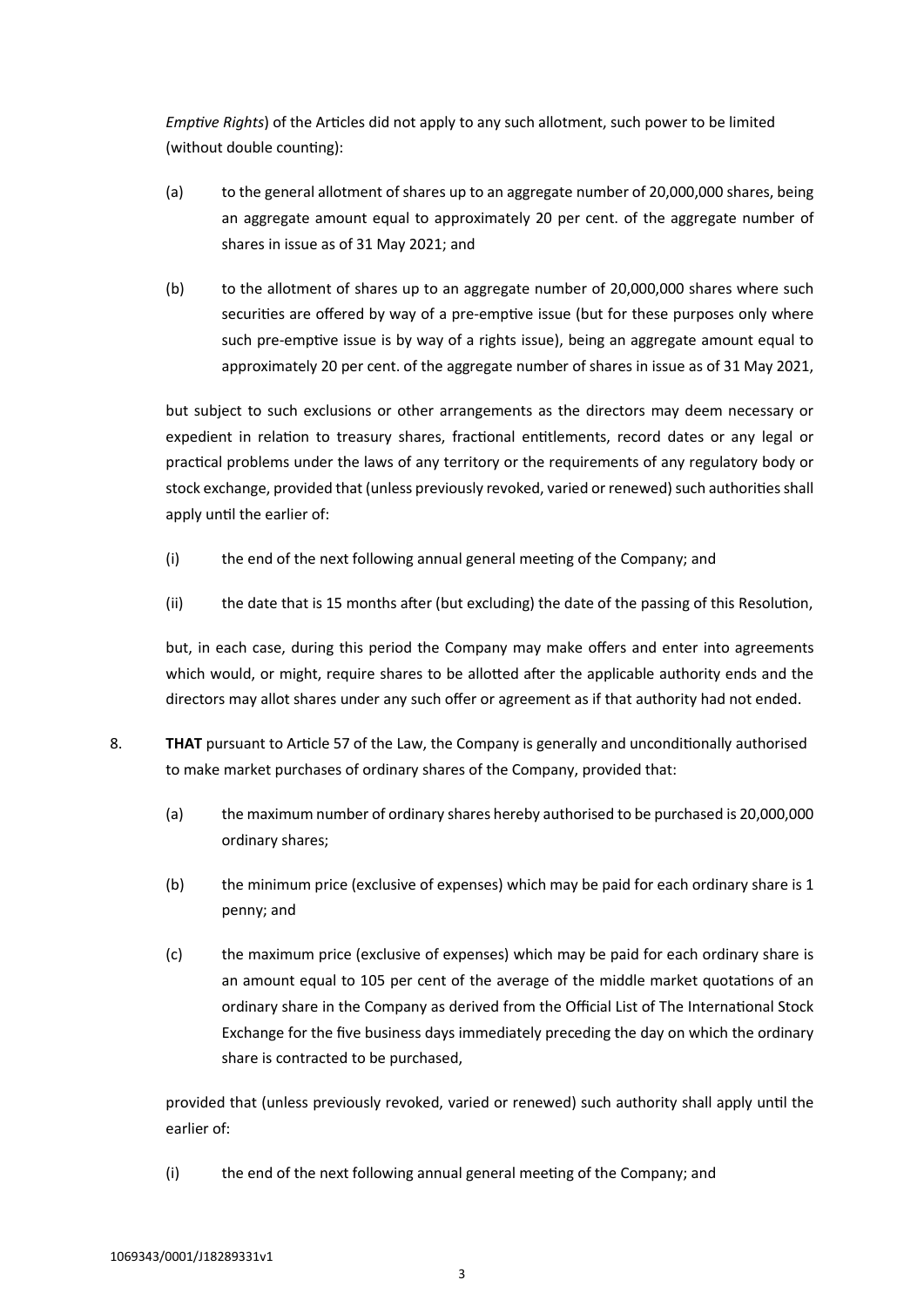*Emptive Rights*) of the Articles did not apply to any such allotment, such power to be limited (without double counting):

(a) to the general allotment of shares up to an aggregate number of 20,000,000 shares, being an aggregate amount equal to approximately 20 per cent. of the aggregate number of shares in issue as of 31 May 2021; and

(b) to the allotment of shares up to an aggregate number of 20,000,000 shares where such securities are offered by way of a pre-emptive issue (but for these purposes only where such pre-emptive issue is by way of a rights issue), being an aggregate amount equal to approximately 20 per cent. of the aggregate number of shares in issue as of 31 May 2021,

but subject to such exclusions or other arrangements as the directors may deem necessary or expedient in relation to treasury shares, fractional entitlements, record dates or any legal or practical problems under the laws of any territory or the requirements of any regulatory body or stock exchange, provided that (unless previously revoked, varied or renewed) such authorities shall apply until the earlier of:

(i) the end of the next following annual general meeting of the Company; and

(ii) the date that is 15 months after (but excluding) the date of the passing of this Resolution,

but, in each case, during this period the Company may make offers and enter into agreements which would, or might, require shares to be allotted after the applicable authority ends and the directors may allot shares under any such offer or agreement as if that authority had not ended.

8. **THAT** pursuant to Article 57 of the Law, the Company is generally and unconditionally authorised to make market purchases of ordinary shares of the Company, provided that:

(a) the maximum number of ordinary shares hereby authorised to be purchased is 20,000,000 ordinary shares;

(b) the minimum price (exclusive of expenses) which may be paid for each ordinary share is 1 penny; and

(c) the maximum price (exclusive of expenses) which may be paid for each ordinary share is an amount equal to 105 per cent of the average of the middle market quotations of an ordinary share in the Company as derived from the Official List of The International Stock Exchange for the five business days immediately preceding the day on which the ordinary share is contracted to be purchased,

provided that (unless previously revoked, varied or renewed) such authority shall apply until the earlier of:

(i) the end of the next following annual general meeting of the Company; and

1069343/0001/J18289331v1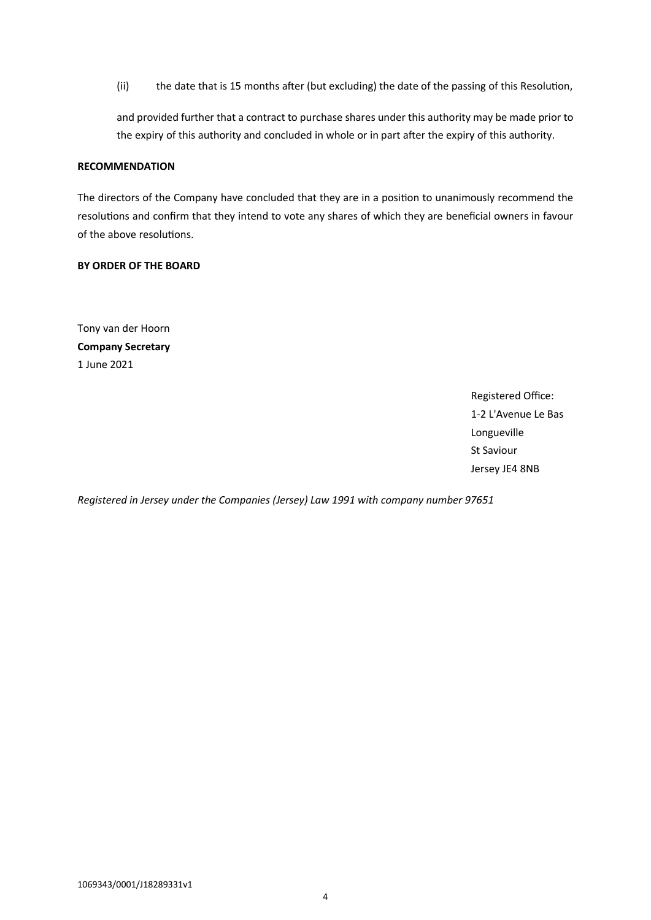(ii) the date that is 15 months after (but excluding) the date of the passing of this Resolution,

and provided further that a contract to purchase shares under this authority may be made prior to the expiry of this authority and concluded in whole or in part after the expiry of this authority.

**RECOMMENDATION**

The directors of the Company have concluded that they are in a position to unanimously recommend the resolutions and confirm that they intend to vote any shares of which they are beneficial owners in favour of the above resolutions.

**BY ORDER OF THE BOARD**

Tony van der Hoorn
**Company Secretary**
1 June 2021

Registered Office:
1-2 L'Avenue Le Bas
Longueville
St Saviour
Jersey JE4 8NB

*Registered in Jersey under the Companies (Jersey) Law 1991 with company number 97651*

1069343/0001/J18289331v1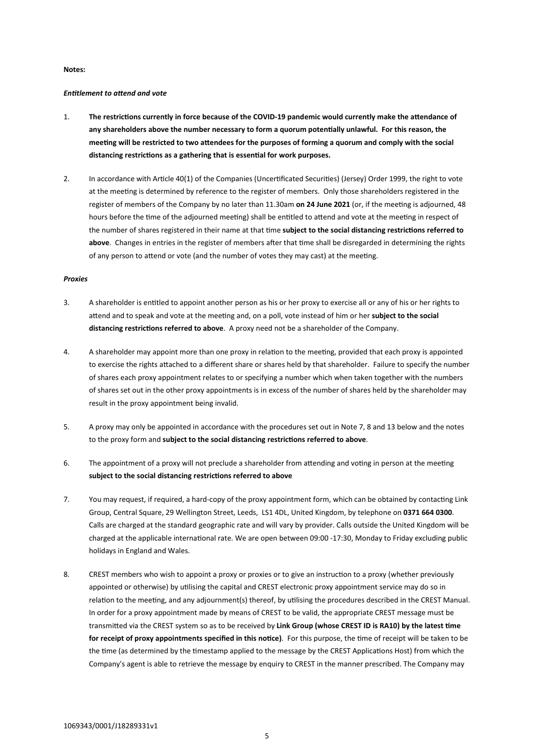**Notes:**

***Entitlement to attend and vote***

1. **The restrictions currently in force because of the COVID-19 pandemic would currently make the attendance of any shareholders above the number necessary to form a quorum potentially unlawful. For this reason, the meeting will be restricted to two attendees for the purposes of forming a quorum and comply with the social distancing restrictions as a gathering that is essential for work purposes.**

2. In accordance with Article 40(1) of the Companies (Uncertificated Securities) (Jersey) Order 1999, the right to vote at the meeting is determined by reference to the register of members. Only those shareholders registered in the register of members of the Company by no later than 11.30am **on 24 June 2021** (or, if the meeting is adjourned, 48 hours before the time of the adjourned meeting) shall be entitled to attend and vote at the meeting in respect of the number of shares registered in their name at that time **subject to the social distancing restrictions referred to above**. Changes in entries in the register of members after that time shall be disregarded in determining the rights of any person to attend or vote (and the number of votes they may cast) at the meeting.

***Proxies***

3. A shareholder is entitled to appoint another person as his or her proxy to exercise all or any of his or her rights to attend and to speak and vote at the meeting and, on a poll, vote instead of him or her **subject to the social distancing restrictions referred to above**. A proxy need not be a shareholder of the Company.

4. A shareholder may appoint more than one proxy in relation to the meeting, provided that each proxy is appointed to exercise the rights attached to a different share or shares held by that shareholder. Failure to specify the number of shares each proxy appointment relates to or specifying a number which when taken together with the numbers of shares set out in the other proxy appointments is in excess of the number of shares held by the shareholder may result in the proxy appointment being invalid.

5. A proxy may only be appointed in accordance with the procedures set out in Note 7, 8 and 13 below and the notes to the proxy form and **subject to the social distancing restrictions referred to above**.

6. The appointment of a proxy will not preclude a shareholder from attending and voting in person at the meeting **subject to the social distancing restrictions referred to above**

7. You may request, if required, a hard-copy of the proxy appointment form, which can be obtained by contacting Link Group, Central Square, 29 Wellington Street, Leeds, LS1 4DL, United Kingdom, by telephone on **0371 664 0300**. Calls are charged at the standard geographic rate and will vary by provider. Calls outside the United Kingdom will be charged at the applicable international rate. We are open between 09:00 -17:30, Monday to Friday excluding public holidays in England and Wales.

8. CREST members who wish to appoint a proxy or proxies or to give an instruction to a proxy (whether previously appointed or otherwise) by utilising the capital and CREST electronic proxy appointment service may do so in relation to the meeting, and any adjournment(s) thereof, by utilising the procedures described in the CREST Manual. In order for a proxy appointment made by means of CREST to be valid, the appropriate CREST message must be transmitted via the CREST system so as to be received by **Link Group (whose CREST ID is RA10) by the latest time for receipt of proxy appointments specified in this notice)**. For this purpose, the time of receipt will be taken to be the time (as determined by the timestamp applied to the message by the CREST Applications Host) from which the Company's agent is able to retrieve the message by enquiry to CREST in the manner prescribed. The Company may

1069343/0001/J18289331v1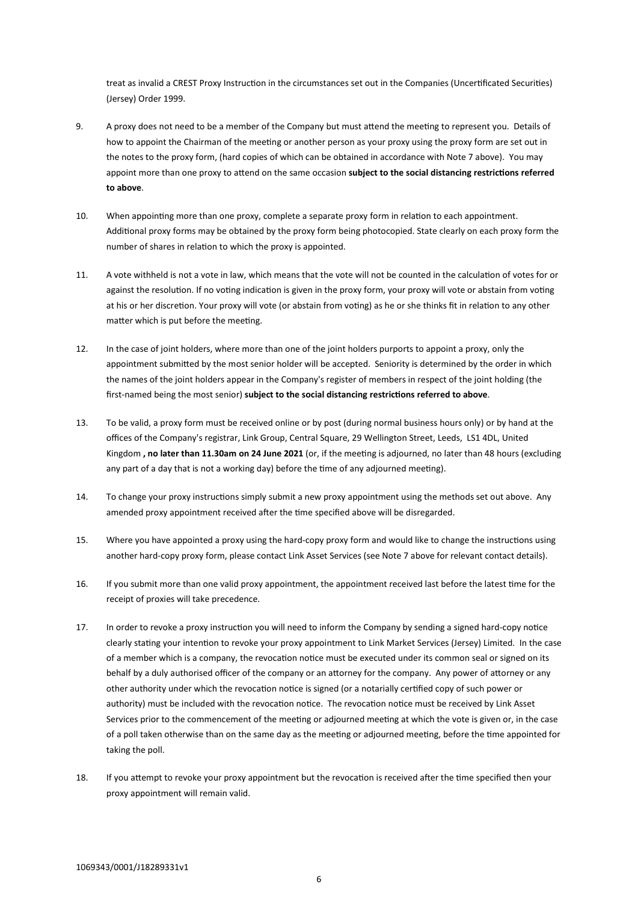treat as invalid a CREST Proxy Instruction in the circumstances set out in the Companies (Uncertificated Securities) (Jersey) Order 1999.

9. A proxy does not need to be a member of the Company but must attend the meeting to represent you. Details of how to appoint the Chairman of the meeting or another person as your proxy using the proxy form are set out in the notes to the proxy form, (hard copies of which can be obtained in accordance with Note 7 above). You may appoint more than one proxy to attend on the same occasion **subject to the social distancing restrictions referred to above**.

10. When appointing more than one proxy, complete a separate proxy form in relation to each appointment. Additional proxy forms may be obtained by the proxy form being photocopied. State clearly on each proxy form the number of shares in relation to which the proxy is appointed.

11. A vote withheld is not a vote in law, which means that the vote will not be counted in the calculation of votes for or against the resolution. If no voting indication is given in the proxy form, your proxy will vote or abstain from voting at his or her discretion. Your proxy will vote (or abstain from voting) as he or she thinks fit in relation to any other matter which is put before the meeting.

12. In the case of joint holders, where more than one of the joint holders purports to appoint a proxy, only the appointment submitted by the most senior holder will be accepted. Seniority is determined by the order in which the names of the joint holders appear in the Company's register of members in respect of the joint holding (the first-named being the most senior) **subject to the social distancing restrictions referred to above**.

13. To be valid, a proxy form must be received online or by post (during normal business hours only) or by hand at the offices of the Company's registrar, Link Group, Central Square, 29 Wellington Street, Leeds, LS1 4DL, United Kingdom **, no later than 11.30am on 24 June 2021** (or, if the meeting is adjourned, no later than 48 hours (excluding any part of a day that is not a working day) before the time of any adjourned meeting).

14. To change your proxy instructions simply submit a new proxy appointment using the methods set out above. Any amended proxy appointment received after the time specified above will be disregarded.

15. Where you have appointed a proxy using the hard-copy proxy form and would like to change the instructions using another hard-copy proxy form, please contact Link Asset Services (see Note 7 above for relevant contact details).

16. If you submit more than one valid proxy appointment, the appointment received last before the latest time for the receipt of proxies will take precedence.

17. In order to revoke a proxy instruction you will need to inform the Company by sending a signed hard-copy notice clearly stating your intention to revoke your proxy appointment to Link Market Services (Jersey) Limited. In the case of a member which is a company, the revocation notice must be executed under its common seal or signed on its behalf by a duly authorised officer of the company or an attorney for the company. Any power of attorney or any other authority under which the revocation notice is signed (or a notarially certified copy of such power or authority) must be included with the revocation notice. The revocation notice must be received by Link Asset Services prior to the commencement of the meeting or adjourned meeting at which the vote is given or, in the case of a poll taken otherwise than on the same day as the meeting or adjourned meeting, before the time appointed for taking the poll.

18. If you attempt to revoke your proxy appointment but the revocation is received after the time specified then your proxy appointment will remain valid.

1069343/0001/J18289331v1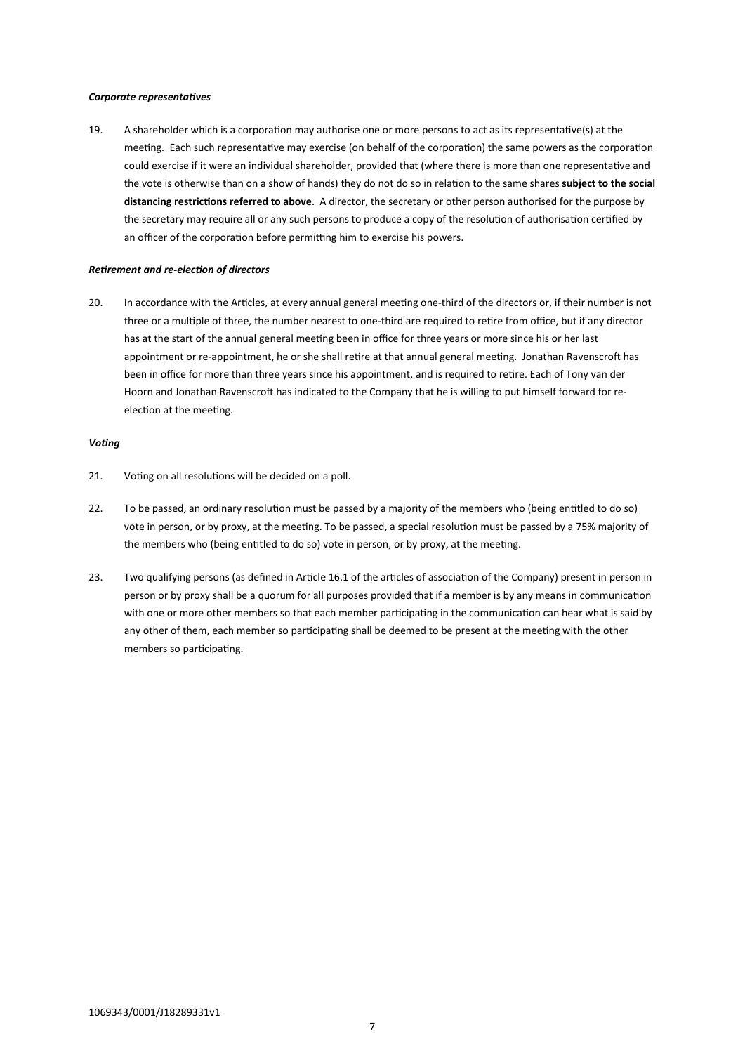***Corporate representatives***

19. A shareholder which is a corporation may authorise one or more persons to act as its representative(s) at the meeting. Each such representative may exercise (on behalf of the corporation) the same powers as the corporation could exercise if it were an individual shareholder, provided that (where there is more than one representative and the vote is otherwise than on a show of hands) they do not do so in relation to the same shares **subject to the social distancing restrictions referred to above**. A director, the secretary or other person authorised for the purpose by the secretary may require all or any such persons to produce a copy of the resolution of authorisation certified by an officer of the corporation before permitting him to exercise his powers.

***Retirement and re-election of directors***

20. In accordance with the Articles, at every annual general meeting one-third of the directors or, if their number is not three or a multiple of three, the number nearest to one-third are required to retire from office, but if any director has at the start of the annual general meeting been in office for three years or more since his or her last appointment or re-appointment, he or she shall retire at that annual general meeting. Jonathan Ravenscroft has been in office for more than three years since his appointment, and is required to retire. Each of Tony van der Hoorn and Jonathan Ravenscroft has indicated to the Company that he is willing to put himself forward for re-election at the meeting.

***Voting***

21. Voting on all resolutions will be decided on a poll.

22. To be passed, an ordinary resolution must be passed by a majority of the members who (being entitled to do so) vote in person, or by proxy, at the meeting. To be passed, a special resolution must be passed by a 75% majority of the members who (being entitled to do so) vote in person, or by proxy, at the meeting.

23. Two qualifying persons (as defined in Article 16.1 of the articles of association of the Company) present in person in person or by proxy shall be a quorum for all purposes provided that if a member is by any means in communication with one or more other members so that each member participating in the communication can hear what is said by any other of them, each member so participating shall be deemed to be present at the meeting with the other members so participating.

1069343/0001/J18289331v1